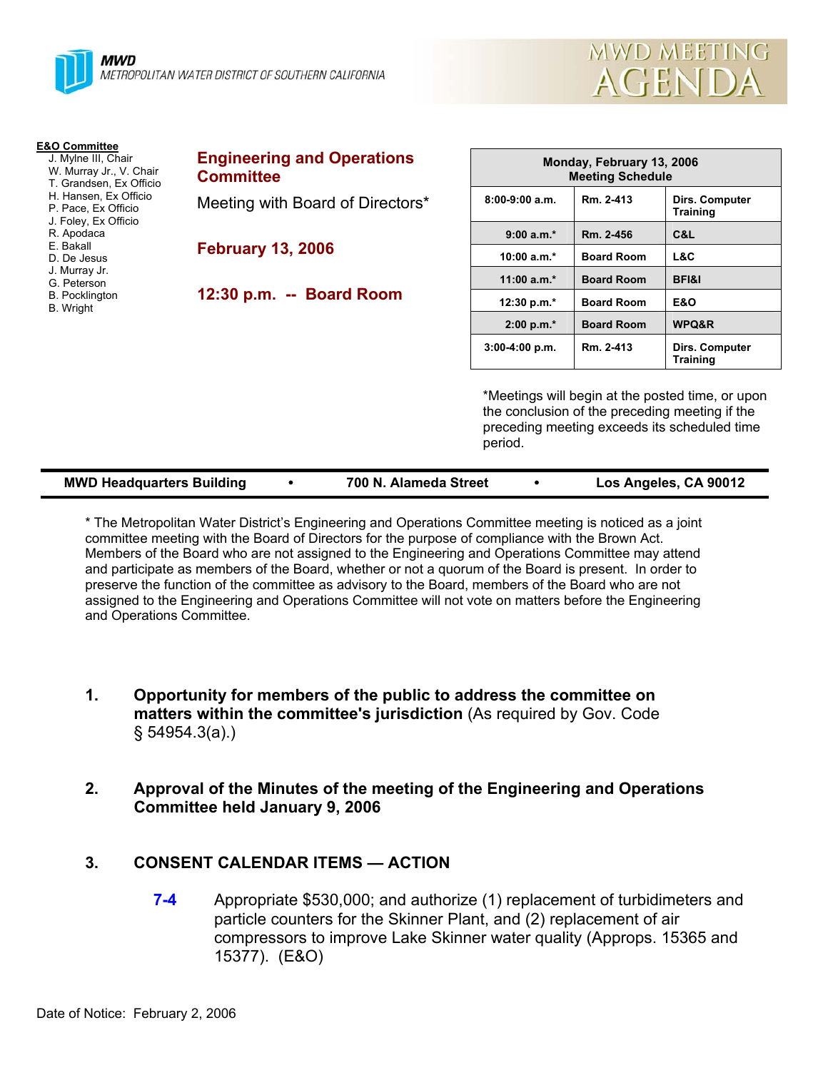**MWD**
METROPOLITAN WATER DISTRICT OF SOUTHERN CALIFORNIA

# MWD MEETING AGENDA

**E&O Committee**
J. Mylne III, Chair
W. Murray Jr., V. Chair
T. Grandsen, Ex Officio
H. Hansen, Ex Officio
P. Pace, Ex Officio
J. Foley, Ex Officio
R. Apodaca
E. Bakall
D. De Jesus
J. Murray Jr.
G. Peterson
B. Pocklington
B. Wright

## Engineering and Operations Committee

Meeting with Board of Directors*

## February 13, 2006

## 12:30 p.m. -- Board Room

| Monday, February 13, 2006 Meeting Schedule | | |
|---|---|---|
| 8:00-9:00 a.m. | Rm. 2-413 | Dirs. Computer Training |
| 9:00 a.m.* | Rm. 2-456 | C&L |
| 10:00 a.m.* | Board Room | L&C |
| 11:00 a.m.* | Board Room | BFI&I |
| 12:30 p.m.* | Board Room | E&O |
| 2:00 p.m.* | Board Room | WPQ&R |
| 3:00-4:00 p.m. | Rm. 2-413 | Dirs. Computer Training |

*Meetings will begin at the posted time, or upon the conclusion of the preceding meeting if the preceding meeting exceeds its scheduled time period.

**MWD Headquarters Building • 700 N. Alameda Street • Los Angeles, CA 90012**

* The Metropolitan Water District's Engineering and Operations Committee meeting is noticed as a joint committee meeting with the Board of Directors for the purpose of compliance with the Brown Act. Members of the Board who are not assigned to the Engineering and Operations Committee may attend and participate as members of the Board, whether or not a quorum of the Board is present. In order to preserve the function of the committee as advisory to the Board, members of the Board who are not assigned to the Engineering and Operations Committee will not vote on matters before the Engineering and Operations Committee.

1. **Opportunity for members of the public to address the committee on matters within the committee's jurisdiction** (As required by Gov. Code § 54954.3(a).)

2. **Approval of the Minutes of the meeting of the Engineering and Operations Committee held January 9, 2006**

3. **CONSENT CALENDAR ITEMS — ACTION**

   **7-4** Appropriate $530,000; and authorize (1) replacement of turbidimeters and particle counters for the Skinner Plant, and (2) replacement of air compressors to improve Lake Skinner water quality (Approps. 15365 and 15377). (E&O)

Date of Notice: February 2, 2006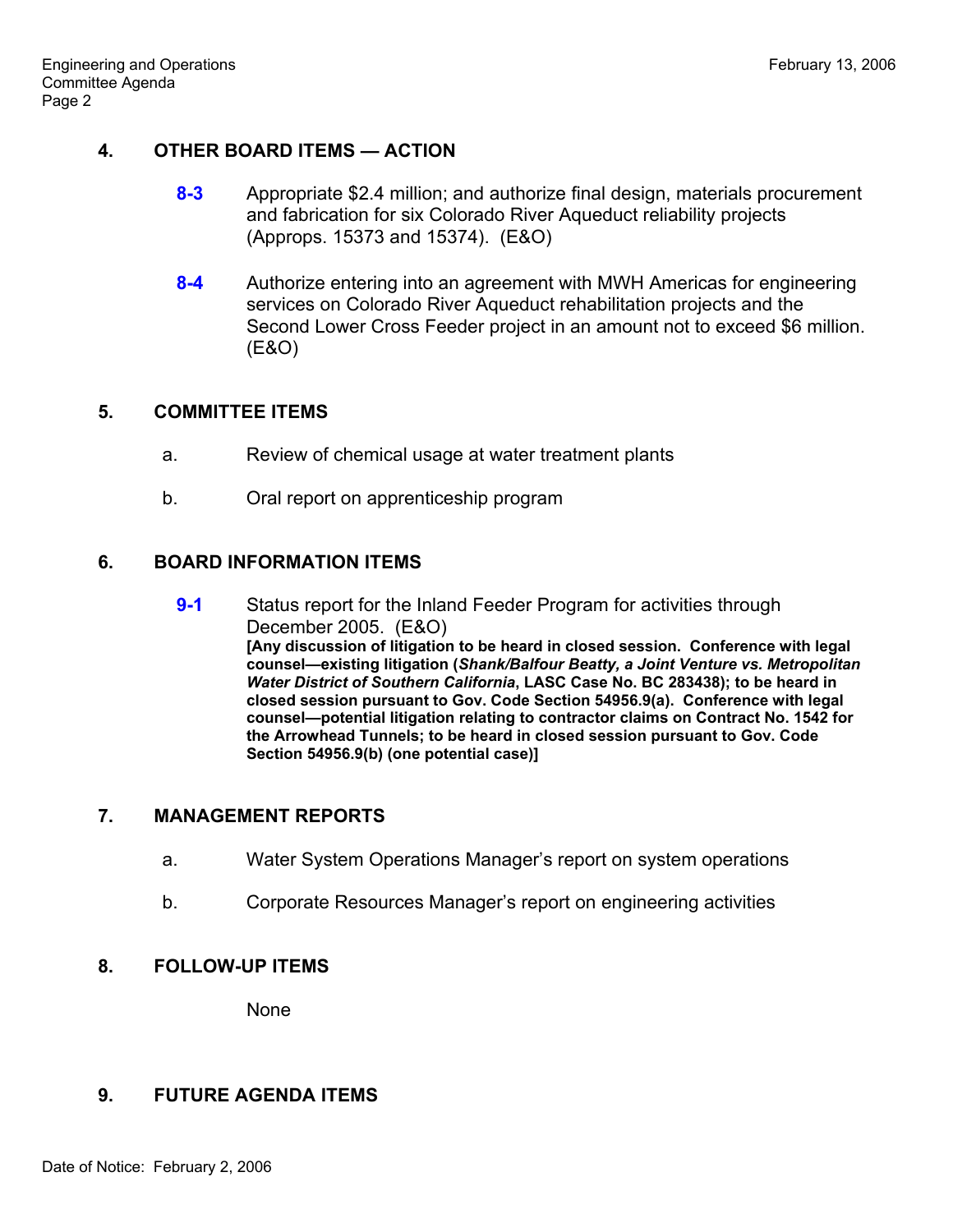## 4. OTHER BOARD ITEMS — ACTION

**8-3** Appropriate $2.4 million; and authorize final design, materials procurement and fabrication for six Colorado River Aqueduct reliability projects (Approps. 15373 and 15374). (E&O)

**8-4** Authorize entering into an agreement with MWH Americas for engineering services on Colorado River Aqueduct rehabilitation projects and the Second Lower Cross Feeder project in an amount not to exceed $6 million. (E&O)

## 5. COMMITTEE ITEMS

a. Review of chemical usage at water treatment plants

b. Oral report on apprenticeship program

## 6. BOARD INFORMATION ITEMS

**9-1** Status report for the Inland Feeder Program for activities through December 2005. (E&O)
**[Any discussion of litigation to be heard in closed session. Conference with legal counsel—existing litigation (*Shank/Balfour Beatty, a Joint Venture vs. Metropolitan Water District of Southern California*, LASC Case No. BC 283438); to be heard in closed session pursuant to Gov. Code Section 54956.9(a). Conference with legal counsel—potential litigation relating to contractor claims on Contract No. 1542 for the Arrowhead Tunnels; to be heard in closed session pursuant to Gov. Code Section 54956.9(b) (one potential case)]**

## 7. MANAGEMENT REPORTS

a. Water System Operations Manager's report on system operations

b. Corporate Resources Manager's report on engineering activities

## 8. FOLLOW-UP ITEMS

None

## 9. FUTURE AGENDA ITEMS

Date of Notice: February 2, 2006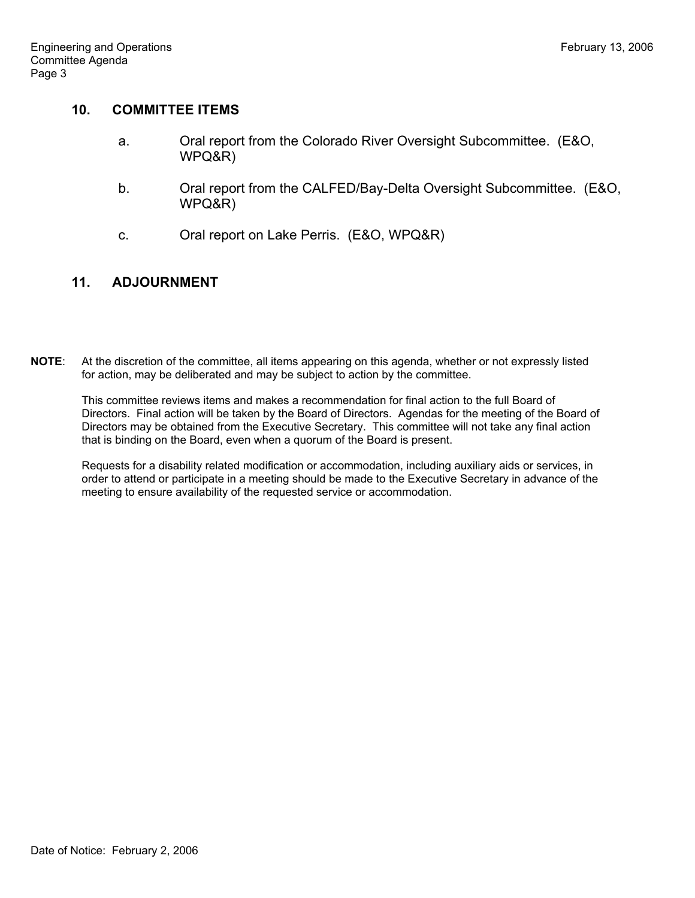## 10. COMMITTEE ITEMS

a. Oral report from the Colorado River Oversight Subcommittee. (E&O, WPQ&R)

b. Oral report from the CALFED/Bay-Delta Oversight Subcommittee. (E&O, WPQ&R)

c. Oral report on Lake Perris. (E&O, WPQ&R)

## 11. ADJOURNMENT

**NOTE**: At the discretion of the committee, all items appearing on this agenda, whether or not expressly listed for action, may be deliberated and may be subject to action by the committee.

This committee reviews items and makes a recommendation for final action to the full Board of Directors. Final action will be taken by the Board of Directors. Agendas for the meeting of the Board of Directors may be obtained from the Executive Secretary. This committee will not take any final action that is binding on the Board, even when a quorum of the Board is present.

Requests for a disability related modification or accommodation, including auxiliary aids or services, in order to attend or participate in a meeting should be made to the Executive Secretary in advance of the meeting to ensure availability of the requested service or accommodation.

Date of Notice: February 2, 2006